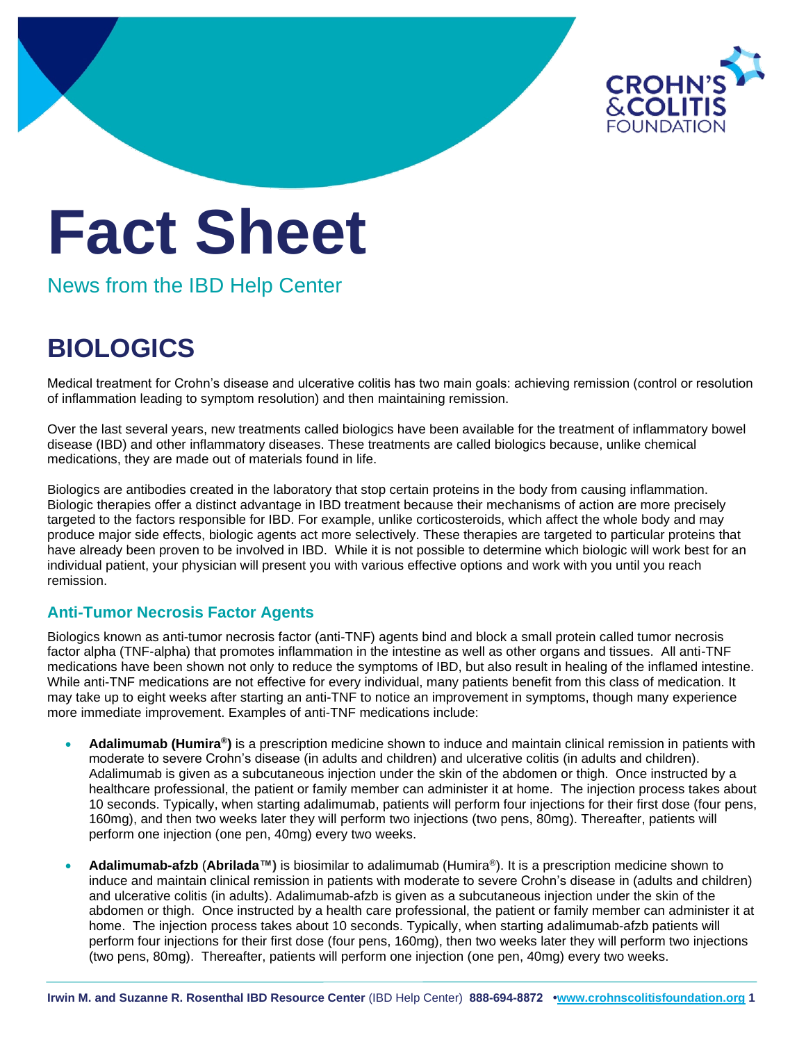# Fact Sheet

News from the IBD Help Center

## BIOLOGICS

Medical treatment for Crohn's disease and ulcerative colitis has two main goals: achieving remission (control or resolution of inflammation leading to symptom resolution) and then maintaining remission.

Over the last several years, new treatments called biologics have been available for the treatment of inflammatory bowel disease (IBD) and other inflammatory diseases. These treatments are called biologics because, unlike chemical medications, they are made out of materials found in life.

Biologics are antibodies created in the laboratory that stop certain proteins in the body from causing inflammation. Biologic therapies offer a distinct advantage in IBD treatment because their mechanisms of action are more precisely targeted to the factors responsible for IBD. For example, unlike corticosteroids, which affect the whole body and may produce major side effects, biologic agents act more selectively. These therapies are targeted to particular proteins that have already been proven to be involved in IBD. While it is not possible to determine which biologic will work best for an individual patient, your physician will present you with various effective options and work with you until you reach remission.

### Anti-Tumor Necrosis Factor Agents

Biologics known as anti-tumor necrosis factor (anti-TNF) agents bind and block a small protein called tumor necrosis factor alpha (TNF-alpha) that promotes inflammation in the intestine as well as other organs and tissues. All anti-TNF medications have been shown not only to reduce the symptoms of IBD, but also result in healing of the inflamed intestine. While anti-TNF medications are not effective for every individual, many patients benefit from this class of medication. It may take up to eight weeks after starting an anti-TNF to notice an improvement in symptoms, though many experience more immediate improvement. Examples of anti-TNF medications include:

- **Adalimumab (Humira®)** is a prescription medicine shown to induce and maintain clinical remission in patients with moderate to severe Crohn's disease (in adults and children) and ulcerative colitis (in adults and children). Adalimumab is given as a subcutaneous injection under the skin of the abdomen or thigh. Once instructed by a healthcare professional, the patient or family member can administer it at home. The injection process takes about 10 seconds. Typically, when starting adalimumab, patients will perform four injections for their first dose (four pens, 160mg), and then two weeks later they will perform two injections (two pens, 80mg). Thereafter, patients will perform one injection (one pen, 40mg) every two weeks.

- **Adalimumab-afzb** (**Abrilada™)** is biosimilar to adalimumab (Humira®). It is a prescription medicine shown to induce and maintain clinical remission in patients with moderate to severe Crohn's disease in (adults and children) and ulcerative colitis (in adults). Adalimumab-afzb is given as a subcutaneous injection under the skin of the abdomen or thigh. Once instructed by a health care professional, the patient or family member can administer it at home. The injection process takes about 10 seconds. Typically, when starting adalimumab-afzb patients will perform four injections for their first dose (four pens, 160mg), then two weeks later they will perform two injections (two pens, 80mg). Thereafter, patients will perform one injection (one pen, 40mg) every two weeks.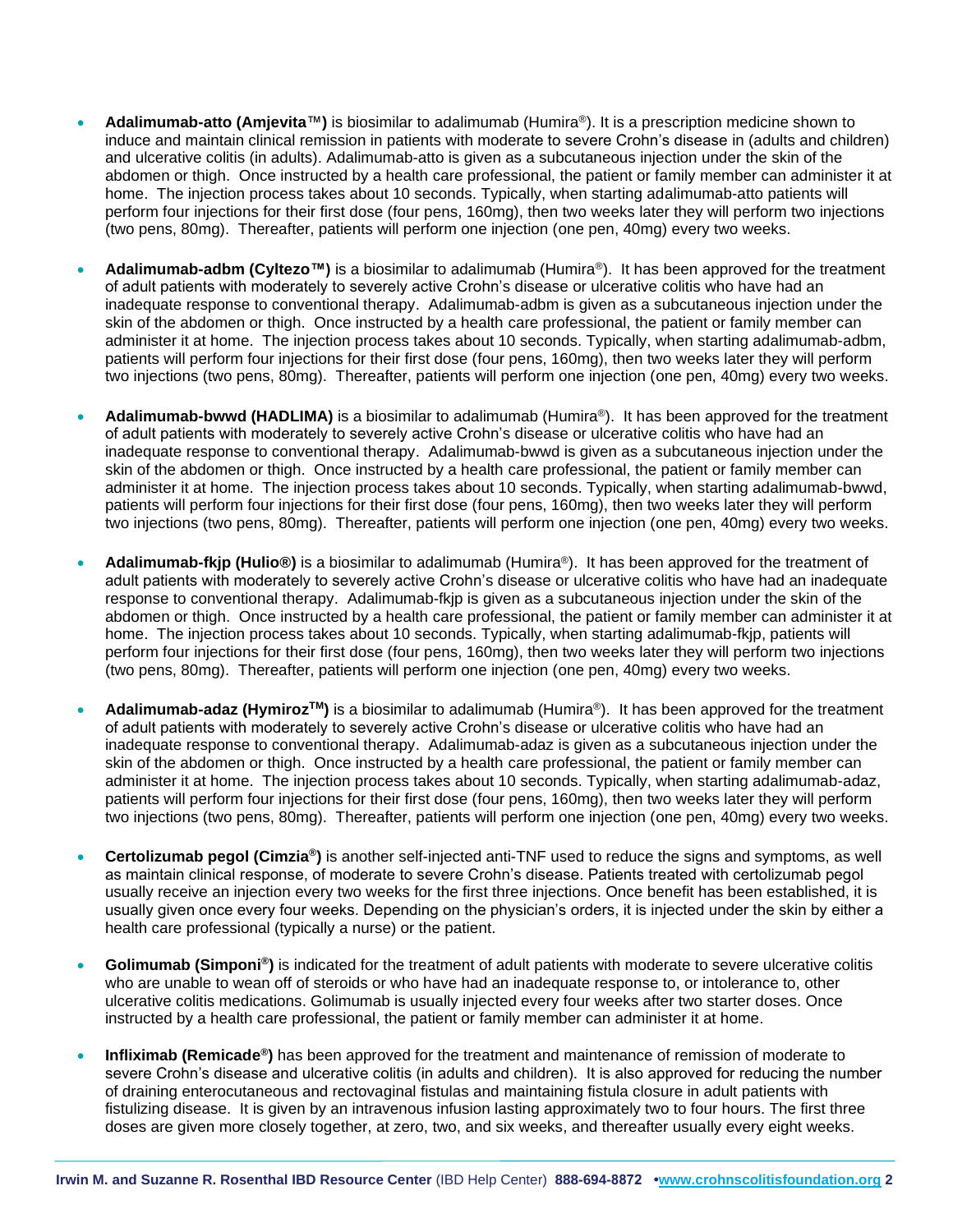- **Adalimumab-atto (Amjevita™)** is biosimilar to adalimumab (Humira®). It is a prescription medicine shown to induce and maintain clinical remission in patients with moderate to severe Crohn's disease in (adults and children) and ulcerative colitis (in adults). Adalimumab-atto is given as a subcutaneous injection under the skin of the abdomen or thigh. Once instructed by a health care professional, the patient or family member can administer it at home. The injection process takes about 10 seconds. Typically, when starting adalimumab-atto patients will perform four injections for their first dose (four pens, 160mg), then two weeks later they will perform two injections (two pens, 80mg). Thereafter, patients will perform one injection (one pen, 40mg) every two weeks.

- **Adalimumab-adbm (Cyltezo™)** is a biosimilar to adalimumab (Humira®). It has been approved for the treatment of adult patients with moderately to severely active Crohn's disease or ulcerative colitis who have had an inadequate response to conventional therapy. Adalimumab-adbm is given as a subcutaneous injection under the skin of the abdomen or thigh. Once instructed by a health care professional, the patient or family member can administer it at home. The injection process takes about 10 seconds. Typically, when starting adalimumab-adbm, patients will perform four injections for their first dose (four pens, 160mg), then two weeks later they will perform two injections (two pens, 80mg). Thereafter, patients will perform one injection (one pen, 40mg) every two weeks.

- **Adalimumab-bwwd (HADLIMA)** is a biosimilar to adalimumab (Humira®). It has been approved for the treatment of adult patients with moderately to severely active Crohn's disease or ulcerative colitis who have had an inadequate response to conventional therapy. Adalimumab-bwwd is given as a subcutaneous injection under the skin of the abdomen or thigh. Once instructed by a health care professional, the patient or family member can administer it at home. The injection process takes about 10 seconds. Typically, when starting adalimumab-bwwd, patients will perform four injections for their first dose (four pens, 160mg), then two weeks later they will perform two injections (two pens, 80mg). Thereafter, patients will perform one injection (one pen, 40mg) every two weeks.

- **Adalimumab-fkjp (Hulio®)** is a biosimilar to adalimumab (Humira®). It has been approved for the treatment of adult patients with moderately to severely active Crohn's disease or ulcerative colitis who have had an inadequate response to conventional therapy. Adalimumab-fkjp is given as a subcutaneous injection under the skin of the abdomen or thigh. Once instructed by a health care professional, the patient or family member can administer it at home. The injection process takes about 10 seconds. Typically, when starting adalimumab-fkjp, patients will perform four injections for their first dose (four pens, 160mg), then two weeks later they will perform two injections (two pens, 80mg). Thereafter, patients will perform one injection (one pen, 40mg) every two weeks.

- **Adalimumab-adaz (Hymiroz™)** is a biosimilar to adalimumab (Humira®). It has been approved for the treatment of adult patients with moderately to severely active Crohn's disease or ulcerative colitis who have had an inadequate response to conventional therapy. Adalimumab-adaz is given as a subcutaneous injection under the skin of the abdomen or thigh. Once instructed by a health care professional, the patient or family member can administer it at home. The injection process takes about 10 seconds. Typically, when starting adalimumab-adaz, patients will perform four injections for their first dose (four pens, 160mg), then two weeks later they will perform two injections (two pens, 80mg). Thereafter, patients will perform one injection (one pen, 40mg) every two weeks.

- **Certolizumab pegol (Cimzia®)** is another self-injected anti-TNF used to reduce the signs and symptoms, as well as maintain clinical response, of moderate to severe Crohn's disease. Patients treated with certolizumab pegol usually receive an injection every two weeks for the first three injections. Once benefit has been established, it is usually given once every four weeks. Depending on the physician's orders, it is injected under the skin by either a health care professional (typically a nurse) or the patient.

- **Golimumab (Simponi®)** is indicated for the treatment of adult patients with moderate to severe ulcerative colitis who are unable to wean off of steroids or who have had an inadequate response to, or intolerance to, other ulcerative colitis medications. Golimumab is usually injected every four weeks after two starter doses. Once instructed by a health care professional, the patient or family member can administer it at home.

- **Infliximab (Remicade®)** has been approved for the treatment and maintenance of remission of moderate to severe Crohn's disease and ulcerative colitis (in adults and children). It is also approved for reducing the number of draining enterocutaneous and rectovaginal fistulas and maintaining fistula closure in adult patients with fistulizing disease. It is given by an intravenous infusion lasting approximately two to four hours. The first three doses are given more closely together, at zero, two, and six weeks, and thereafter usually every eight weeks.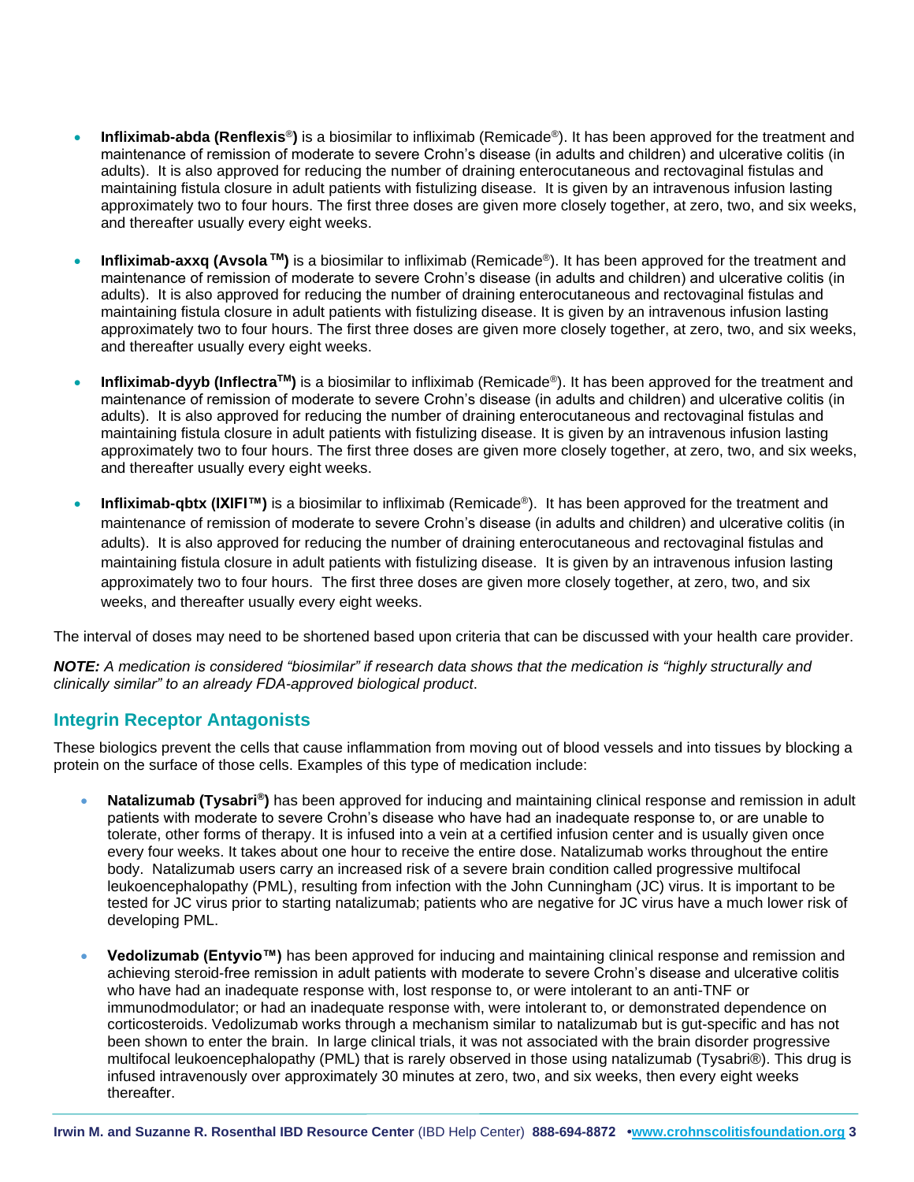- **Infliximab-abda (Renflexis®)** is a biosimilar to infliximab (Remicade®). It has been approved for the treatment and maintenance of remission of moderate to severe Crohn's disease (in adults and children) and ulcerative colitis (in adults). It is also approved for reducing the number of draining enterocutaneous and rectovaginal fistulas and maintaining fistula closure in adult patients with fistulizing disease. It is given by an intravenous infusion lasting approximately two to four hours. The first three doses are given more closely together, at zero, two, and six weeks, and thereafter usually every eight weeks.

- **Infliximab-axxq (Avsola™)** is a biosimilar to infliximab (Remicade®). It has been approved for the treatment and maintenance of remission of moderate to severe Crohn's disease (in adults and children) and ulcerative colitis (in adults). It is also approved for reducing the number of draining enterocutaneous and rectovaginal fistulas and maintaining fistula closure in adult patients with fistulizing disease. It is given by an intravenous infusion lasting approximately two to four hours. The first three doses are given more closely together, at zero, two, and six weeks, and thereafter usually every eight weeks.

- **Infliximab-dyyb (Inflectra™)** is a biosimilar to infliximab (Remicade®). It has been approved for the treatment and maintenance of remission of moderate to severe Crohn's disease (in adults and children) and ulcerative colitis (in adults). It is also approved for reducing the number of draining enterocutaneous and rectovaginal fistulas and maintaining fistula closure in adult patients with fistulizing disease. It is given by an intravenous infusion lasting approximately two to four hours. The first three doses are given more closely together, at zero, two, and six weeks, and thereafter usually every eight weeks.

- **Infliximab-qbtx (IXIFI™)** is a biosimilar to infliximab (Remicade®). It has been approved for the treatment and maintenance of remission of moderate to severe Crohn's disease (in adults and children) and ulcerative colitis (in adults). It is also approved for reducing the number of draining enterocutaneous and rectovaginal fistulas and maintaining fistula closure in adult patients with fistulizing disease. It is given by an intravenous infusion lasting approximately two to four hours. The first three doses are given more closely together, at zero, two, and six weeks, and thereafter usually every eight weeks.

The interval of doses may need to be shortened based upon criteria that can be discussed with your health care provider.

***NOTE:*** *A medication is considered "biosimilar" if research data shows that the medication is "highly structurally and clinically similar" to an already FDA-approved biological product*.

## Integrin Receptor Antagonists

These biologics prevent the cells that cause inflammation from moving out of blood vessels and into tissues by blocking a protein on the surface of those cells. Examples of this type of medication include:

- **Natalizumab (Tysabri®)** has been approved for inducing and maintaining clinical response and remission in adult patients with moderate to severe Crohn's disease who have had an inadequate response to, or are unable to tolerate, other forms of therapy. It is infused into a vein at a certified infusion center and is usually given once every four weeks. It takes about one hour to receive the entire dose. Natalizumab works throughout the entire body. Natalizumab users carry an increased risk of a severe brain condition called progressive multifocal leukoencephalopathy (PML), resulting from infection with the John Cunningham (JC) virus. It is important to be tested for JC virus prior to starting natalizumab; patients who are negative for JC virus have a much lower risk of developing PML.

- **Vedolizumab (Entyvio™)** has been approved for inducing and maintaining clinical response and remission and achieving steroid-free remission in adult patients with moderate to severe Crohn's disease and ulcerative colitis who have had an inadequate response with, lost response to, or were intolerant to an anti-TNF or immunodmodulator; or had an inadequate response with, were intolerant to, or demonstrated dependence on corticosteroids. Vedolizumab works through a mechanism similar to natalizumab but is gut-specific and has not been shown to enter the brain. In large clinical trials, it was not associated with the brain disorder progressive multifocal leukoencephalopathy (PML) that is rarely observed in those using natalizumab (Tysabri®). This drug is infused intravenously over approximately 30 minutes at zero, two, and six weeks, then every eight weeks thereafter.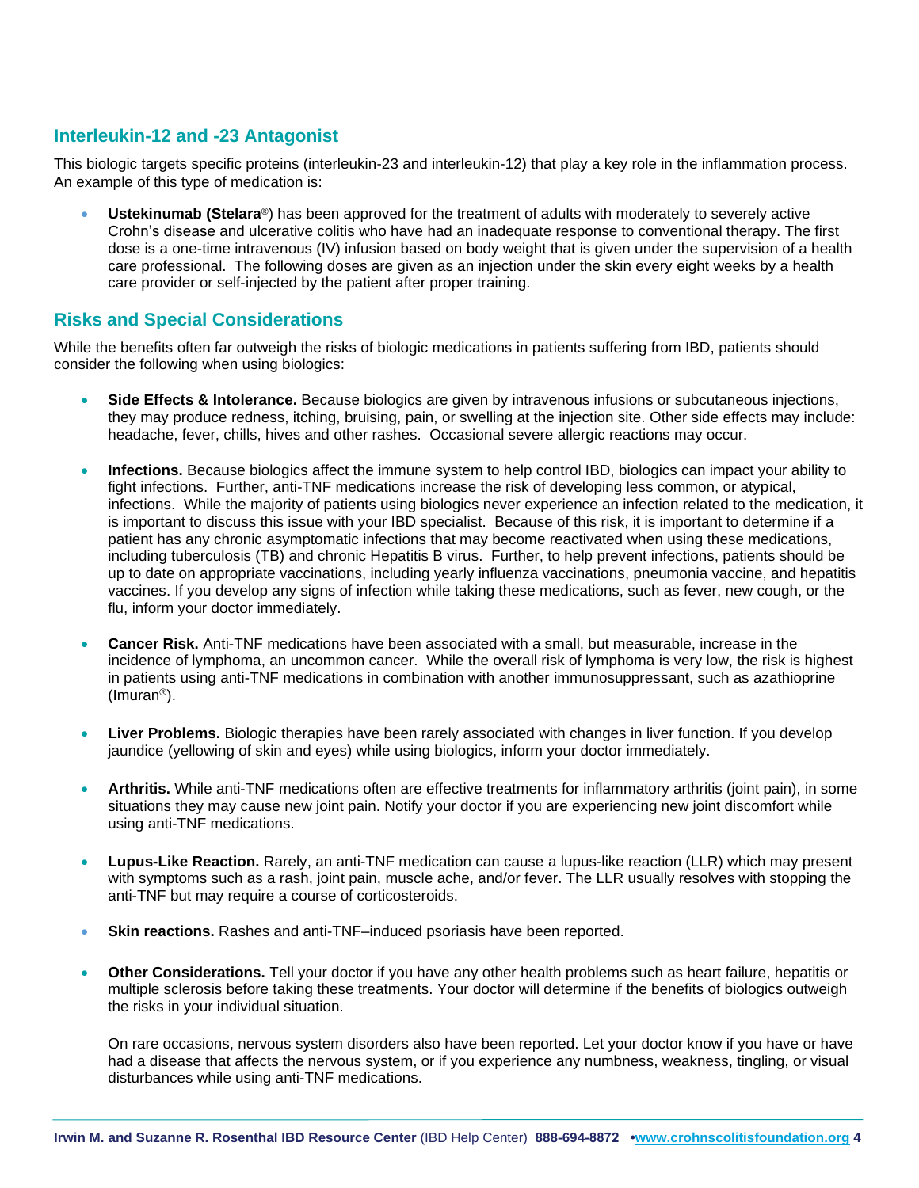## Interleukin-12 and -23 Antagonist

This biologic targets specific proteins (interleukin-23 and interleukin-12) that play a key role in the inflammation process. An example of this type of medication is:

- **Ustekinumab (Stelara®)** has been approved for the treatment of adults with moderately to severely active Crohn's disease and ulcerative colitis who have had an inadequate response to conventional therapy. The first dose is a one-time intravenous (IV) infusion based on body weight that is given under the supervision of a health care professional. The following doses are given as an injection under the skin every eight weeks by a health care provider or self-injected by the patient after proper training.

## Risks and Special Considerations

While the benefits often far outweigh the risks of biologic medications in patients suffering from IBD, patients should consider the following when using biologics:

- **Side Effects & Intolerance.** Because biologics are given by intravenous infusions or subcutaneous injections, they may produce redness, itching, bruising, pain, or swelling at the injection site. Other side effects may include: headache, fever, chills, hives and other rashes. Occasional severe allergic reactions may occur.

- **Infections.** Because biologics affect the immune system to help control IBD, biologics can impact your ability to fight infections. Further, anti-TNF medications increase the risk of developing less common, or atypical, infections. While the majority of patients using biologics never experience an infection related to the medication, it is important to discuss this issue with your IBD specialist. Because of this risk, it is important to determine if a patient has any chronic asymptomatic infections that may become reactivated when using these medications, including tuberculosis (TB) and chronic Hepatitis B virus. Further, to help prevent infections, patients should be up to date on appropriate vaccinations, including yearly influenza vaccinations, pneumonia vaccine, and hepatitis vaccines. If you develop any signs of infection while taking these medications, such as fever, new cough, or the flu, inform your doctor immediately.

- **Cancer Risk.** Anti-TNF medications have been associated with a small, but measurable, increase in the incidence of lymphoma, an uncommon cancer. While the overall risk of lymphoma is very low, the risk is highest in patients using anti-TNF medications in combination with another immunosuppressant, such as azathioprine (Imuran®).

- **Liver Problems.** Biologic therapies have been rarely associated with changes in liver function. If you develop jaundice (yellowing of skin and eyes) while using biologics, inform your doctor immediately.

- **Arthritis.** While anti-TNF medications often are effective treatments for inflammatory arthritis (joint pain), in some situations they may cause new joint pain. Notify your doctor if you are experiencing new joint discomfort while using anti-TNF medications.

- **Lupus-Like Reaction.** Rarely, an anti-TNF medication can cause a lupus-like reaction (LLR) which may present with symptoms such as a rash, joint pain, muscle ache, and/or fever. The LLR usually resolves with stopping the anti-TNF but may require a course of corticosteroids.

- **Skin reactions.** Rashes and anti-TNF–induced psoriasis have been reported.

- **Other Considerations.** Tell your doctor if you have any other health problems such as heart failure, hepatitis or multiple sclerosis before taking these treatments. Your doctor will determine if the benefits of biologics outweigh the risks in your individual situation.

  On rare occasions, nervous system disorders also have been reported. Let your doctor know if you have or have had a disease that affects the nervous system, or if you experience any numbness, weakness, tingling, or visual disturbances while using anti-TNF medications.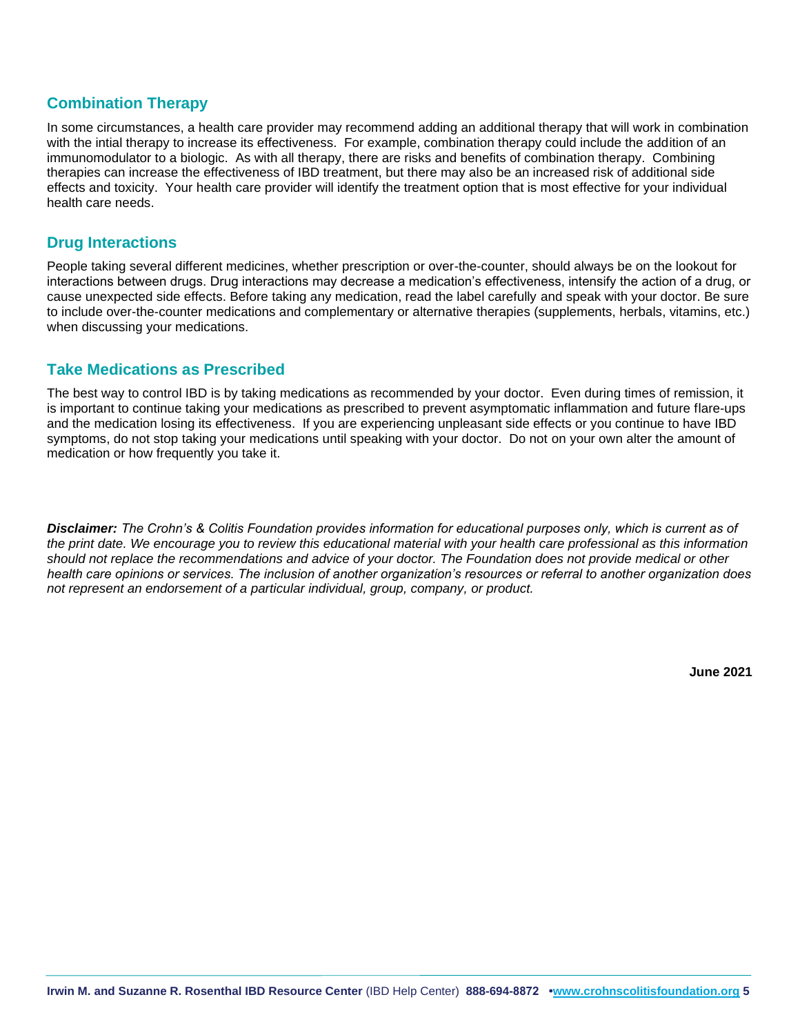## Combination Therapy

In some circumstances, a health care provider may recommend adding an additional therapy that will work in combination with the intial therapy to increase its effectiveness. For example, combination therapy could include the addition of an immunomodulator to a biologic. As with all therapy, there are risks and benefits of combination therapy. Combining therapies can increase the effectiveness of IBD treatment, but there may also be an increased risk of additional side effects and toxicity. Your health care provider will identify the treatment option that is most effective for your individual health care needs.

## Drug Interactions

People taking several different medicines, whether prescription or over-the-counter, should always be on the lookout for interactions between drugs. Drug interactions may decrease a medication's effectiveness, intensify the action of a drug, or cause unexpected side effects. Before taking any medication, read the label carefully and speak with your doctor. Be sure to include over-the-counter medications and complementary or alternative therapies (supplements, herbals, vitamins, etc.) when discussing your medications.

## Take Medications as Prescribed

The best way to control IBD is by taking medications as recommended by your doctor. Even during times of remission, it is important to continue taking your medications as prescribed to prevent asymptomatic inflammation and future flare-ups and the medication losing its effectiveness. If you are experiencing unpleasant side effects or you continue to have IBD symptoms, do not stop taking your medications until speaking with your doctor. Do not on your own alter the amount of medication or how frequently you take it.

***Disclaimer:*** *The Crohn's & Colitis Foundation provides information for educational purposes only, which is current as of the print date. We encourage you to review this educational material with your health care professional as this information should not replace the recommendations and advice of your doctor. The Foundation does not provide medical or other health care opinions or services. The inclusion of another organization's resources or referral to another organization does not represent an endorsement of a particular individual, group, company, or product.*

**June 2021**